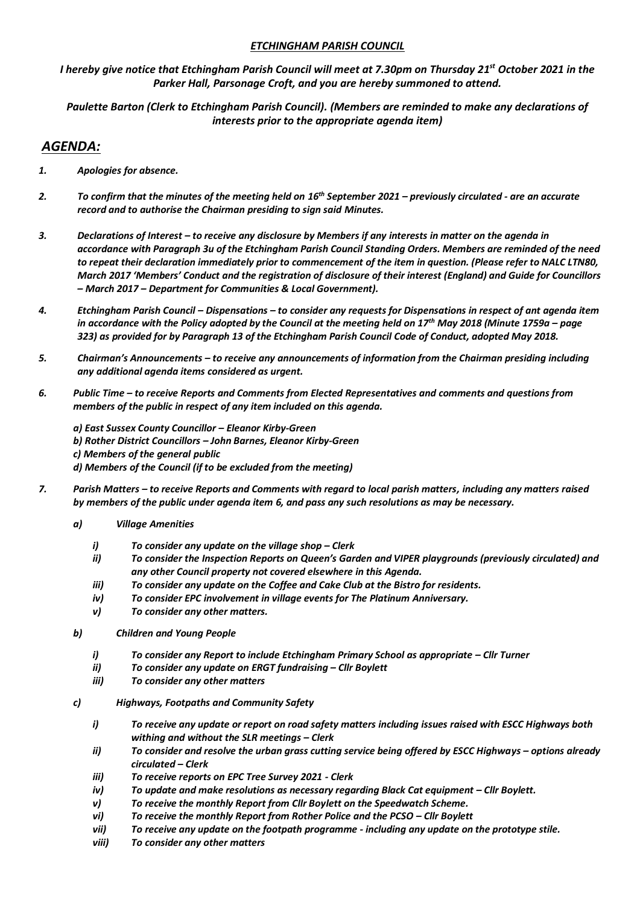# *ETCHINGHAM PARISH COUNCIL*

***I hereby give notice that Etchingham Parish Council will meet at 7.30pm on Thursday 21st October 2021 in the Parker Hall, Parsonage Croft, and you are hereby summoned to attend.***

***Paulette Barton (Clerk to Etchingham Parish Council). (Members are reminded to make any declarations of interests prior to the appropriate agenda item)***

## *AGENDA:*

1. ***Apologies for absence.***

2. ***To confirm that the minutes of the meeting held on 16th September 2021 – previously circulated - are an accurate record and to authorise the Chairman presiding to sign said Minutes.***

3. ***Declarations of Interest – to receive any disclosure by Members if any interests in matter on the agenda in accordance with Paragraph 3u of the Etchingham Parish Council Standing Orders. Members are reminded of the need to repeat their declaration immediately prior to commencement of the item in question. (Please refer to NALC LTN80, March 2017 'Members' Conduct and the registration of disclosure of their interest (England) and Guide for Councillors – March 2017 – Department for Communities & Local Government).***

4. ***Etchingham Parish Council – Dispensations – to consider any requests for Dispensations in respect of ant agenda item in accordance with the Policy adopted by the Council at the meeting held on 17th May 2018 (Minute 1759a – page 323) as provided for by Paragraph 13 of the Etchingham Parish Council Code of Conduct, adopted May 2018.***

5. ***Chairman's Announcements – to receive any announcements of information from the Chairman presiding including any additional agenda items considered as urgent.***

6. ***Public Time – to receive Reports and Comments from Elected Representatives and comments and questions from members of the public in respect of any item included on this agenda.***

   ***a) East Sussex County Councillor – Eleanor Kirby-Green***
   ***b) Rother District Councillors – John Barnes, Eleanor Kirby-Green***
   ***c) Members of the general public***
   ***d) Members of the Council (if to be excluded from the meeting)***

7. ***Parish Matters – to receive Reports and Comments with regard to local parish matters, including any matters raised by members of the public under agenda item 6, and pass any such resolutions as may be necessary.***

   ***a) Village Amenities***

   - ***i) To consider any update on the village shop – Clerk***
   - ***ii) To consider the Inspection Reports on Queen's Garden and VIPER playgrounds (previously circulated) and any other Council property not covered elsewhere in this Agenda.***
   - ***iii) To consider any update on the Coffee and Cake Club at the Bistro for residents.***
   - ***iv) To consider EPC involvement in village events for The Platinum Anniversary.***
   - ***v) To consider any other matters.***

   ***b) Children and Young People***

   - ***i) To consider any Report to include Etchingham Primary School as appropriate – Cllr Turner***
   - ***ii) To consider any update on ERGT fundraising – Cllr Boylett***
   - ***iii) To consider any other matters***

   ***c) Highways, Footpaths and Community Safety***

   - ***i) To receive any update or report on road safety matters including issues raised with ESCC Highways both withing and without the SLR meetings – Clerk***
   - ***ii) To consider and resolve the urban grass cutting service being offered by ESCC Highways – options already circulated – Clerk***
   - ***iii) To receive reports on EPC Tree Survey 2021 - Clerk***
   - ***iv) To update and make resolutions as necessary regarding Black Cat equipment – Cllr Boylett.***
   - ***v) To receive the monthly Report from Cllr Boylett on the Speedwatch Scheme.***
   - ***vi) To receive the monthly Report from Rother Police and the PCSO – Cllr Boylett***
   - ***vii) To receive any update on the footpath programme - including any update on the prototype stile.***
   - ***viii) To consider any other matters***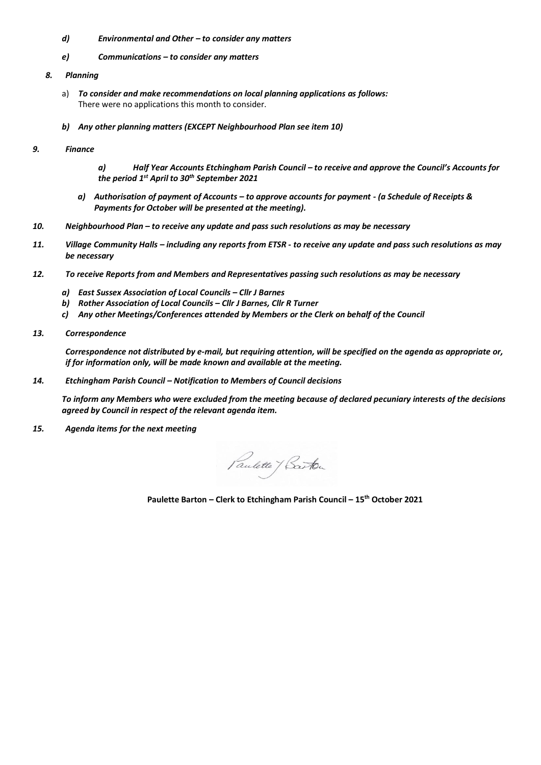*d) Environmental and Other – to consider any matters*

*e) Communications – to consider any matters*

***8. Planning***

a) ***To consider and make recommendations on local planning applications as follows:***
There were no applications this month to consider.

***b) Any other planning matters (EXCEPT Neighbourhood Plan see item 10)***

***9. Finance***

***a) Half Year Accounts Etchingham Parish Council – to receive and approve the Council's Accounts for the period 1st April to 30th September 2021***

***a) Authorisation of payment of Accounts – to approve accounts for payment - (a Schedule of Receipts & Payments for October will be presented at the meeting).***

***10. Neighbourhood Plan – to receive any update and pass such resolutions as may be necessary***

***11. Village Community Halls – including any reports from ETSR - to receive any update and pass such resolutions as may be necessary***

***12. To receive Reports from and Members and Representatives passing such resolutions as may be necessary***

***a) East Sussex Association of Local Councils – Cllr J Barnes***
***b) Rother Association of Local Councils – Cllr J Barnes, Cllr R Turner***
***c) Any other Meetings/Conferences attended by Members or the Clerk on behalf of the Council***

***13. Correspondence***

***Correspondence not distributed by e-mail, but requiring attention, will be specified on the agenda as appropriate or, if for information only, will be made known and available at the meeting.***

***14. Etchingham Parish Council – Notification to Members of Council decisions***

***To inform any Members who were excluded from the meeting because of declared pecuniary interests of the decisions agreed by Council in respect of the relevant agenda item.***

***15. Agenda items for the next meeting***

Paulette Barton

**Paulette Barton – Clerk to Etchingham Parish Council – 15th October 2021**